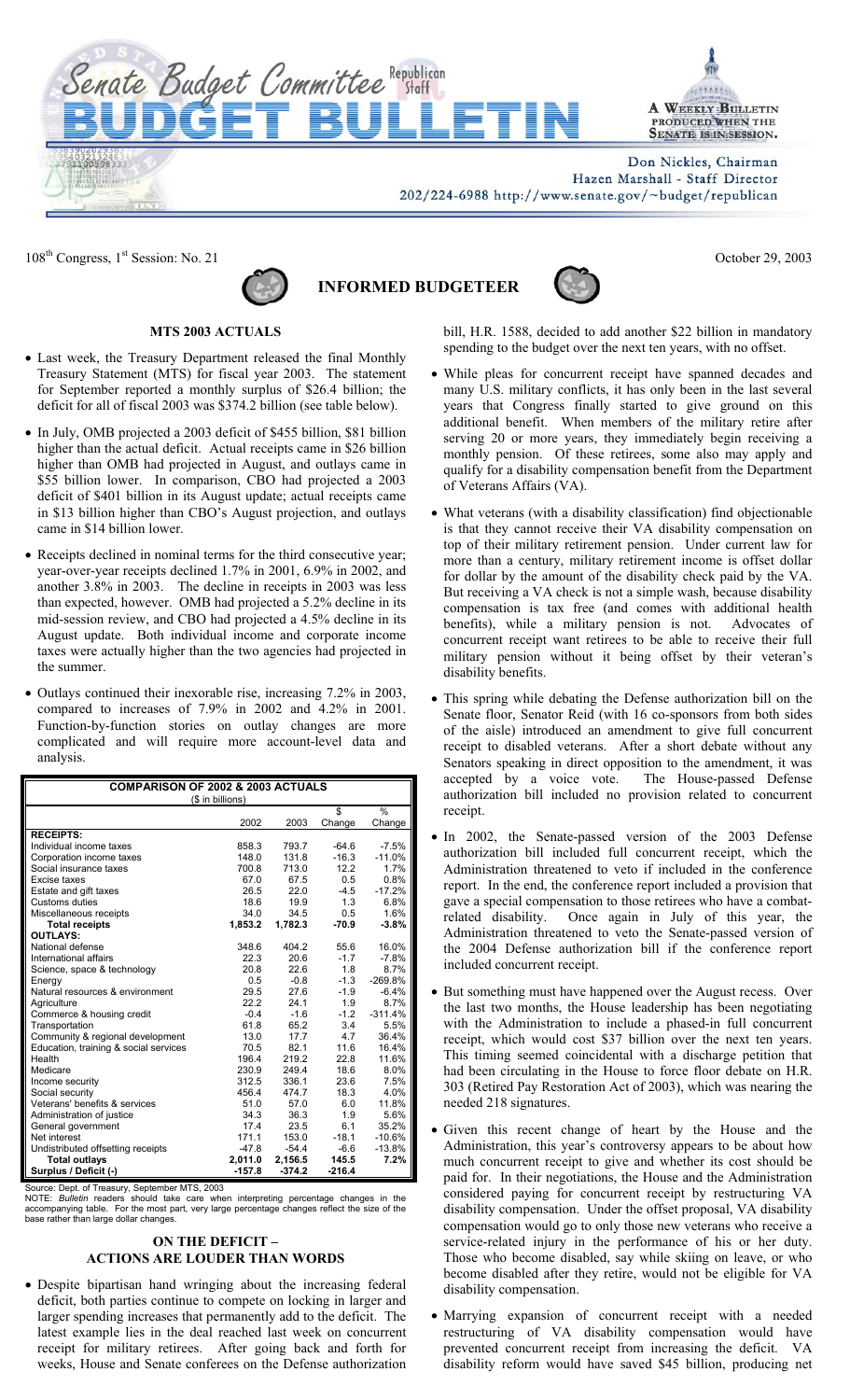# Senate Budget Committee Republican Staff

# BUDGET BULLETIN

A WEEKLY BULLETIN PRODUCED WHEN THE SENATE IS IN SESSION.

Don Nickles, Chairman
Hazen Marshall - Staff Director
202/224-6988 http://www.senate.gov/~budget/republican

108th Congress, 1st Session: No. 21 — October 29, 2003

## INFORMED BUDGETEER

### MTS 2003 ACTUALS

- Last week, the Treasury Department released the final Monthly Treasury Statement (MTS) for fiscal year 2003. The statement for September reported a monthly surplus of $26.4 billion; the deficit for all of fiscal 2003 was $374.2 billion (see table below).
- In July, OMB projected a 2003 deficit of $455 billion, $81 billion higher than the actual deficit. Actual receipts came in $26 billion higher than OMB had projected in August, and outlays came in $55 billion lower. In comparison, CBO had projected a 2003 deficit of $401 billion in its August update; actual receipts came in $13 billion higher than CBO's August projection, and outlays came in $14 billion lower.
- Receipts declined in nominal terms for the third consecutive year; year-over-year receipts declined 1.7% in 2001, 6.9% in 2002, and another 3.8% in 2003. The decline in receipts in 2003 was less than expected, however. OMB had projected a 5.2% decline in its mid-session review, and CBO had projected a 4.5% decline in its August update. Both individual income and corporate income taxes were actually higher than the two agencies had projected in the summer.
- Outlays continued their inexorable rise, increasing 7.2% in 2003, compared to increases of 7.9% in 2002 and 4.2% in 2001. Function-by-function stories on outlay changes are more complicated and will require more account-level data and analysis.

**COMPARISON OF 2002 & 2003 ACTUALS**
($ in billions)

| | 2002 | 2003 | $ Change | % Change |
|---|---|---|---|---|
| **RECEIPTS:** | | | | |
| Individual income taxes | 858.3 | 793.7 | -64.6 | -7.5% |
| Corporation income taxes | 148.0 | 131.8 | -16.3 | -11.0% |
| Social insurance taxes | 700.8 | 713.0 | 12.2 | 1.7% |
| Excise taxes | 67.0 | 67.5 | 0.5 | 0.8% |
| Estate and gift taxes | 26.5 | 22.0 | -4.5 | -17.2% |
| Customs duties | 18.6 | 19.9 | 1.3 | 6.8% |
| Miscellaneous receipts | 34.0 | 34.5 | 0.5 | 1.6% |
| **Total receipts** | **1,853.2** | **1,782.3** | **-70.9** | **-3.8%** |
| **OUTLAYS:** | | | | |
| National defense | 348.6 | 404.2 | 55.6 | 16.0% |
| International affairs | 22.3 | 20.6 | -1.7 | -7.8% |
| Science, space & technology | 20.8 | 22.6 | 1.8 | 8.7% |
| Energy | 0.5 | -0.8 | -1.3 | -269.8% |
| Natural resources & environment | 29.5 | 27.6 | -1.9 | -6.4% |
| Agriculture | 22.2 | 24.1 | 1.9 | 8.7% |
| Commerce & housing credit | -0.4 | -1.6 | -1.2 | -311.4% |
| Transportation | 61.8 | 65.2 | 3.4 | 5.5% |
| Community & regional development | 13.0 | 17.7 | 4.7 | 36.4% |
| Education, training & social services | 70.5 | 82.1 | 11.6 | 16.4% |
| Health | 196.4 | 219.2 | 22.8 | 11.6% |
| Medicare | 230.9 | 249.4 | 18.6 | 8.0% |
| Income security | 312.5 | 336.1 | 23.6 | 7.5% |
| Social security | 456.4 | 474.7 | 18.3 | 4.0% |
| Veterans' benefits & services | 51.0 | 57.0 | 6.0 | 11.8% |
| Administration of justice | 34.3 | 36.3 | 1.9 | 5.6% |
| General government | 17.4 | 23.5 | 6.1 | 35.2% |
| Net interest | 171.1 | 153.0 | -18.1 | -10.6% |
| Undistributed offsetting receipts | -47.8 | -54.4 | -6.6 | -13.8% |
| **Total outlays** | **2,011.0** | **2,156.5** | **145.5** | **7.2%** |
| **Surplus / Deficit (-)** | **-157.8** | **-374.2** | **-216.4** | |

Source: Dept. of Treasury, September MTS, 2003
NOTE: *Bulletin* readers should take care when interpreting percentage changes in the accompanying table. For the most part, very large percentage changes reflect the size of the base rather than large dollar changes.

### ON THE DEFICIT – ACTIONS ARE LOUDER THAN WORDS

- Despite bipartisan hand wringing about the increasing federal deficit, both parties continue to compete on locking in larger and larger spending increases that permanently add to the deficit. The latest example lies in the deal reached last week on concurrent receipt for military retirees. After going back and forth for weeks, House and Senate conferees on the Defense authorization bill, H.R. 1588, decided to add another $22 billion in mandatory spending to the budget over the next ten years, with no offset.
- While pleas for concurrent receipt have spanned decades and many U.S. military conflicts, it has only been in the last several years that Congress finally started to give ground on this additional benefit. When members of the military retire after serving 20 or more years, they immediately begin receiving a monthly pension. Of these retirees, some also may apply and qualify for a disability compensation benefit from the Department of Veterans Affairs (VA).
- What veterans (with a disability classification) find objectionable is that they cannot receive their VA disability compensation on top of their military retirement pension. Under current law for more than a century, military retirement income is offset dollar for dollar by the amount of the disability check paid by the VA. But receiving a VA check is not a simple wash, because disability compensation is tax free (and comes with additional health benefits), while a military pension is not. Advocates of concurrent receipt want retirees to be able to receive their full military pension without it being offset by their veteran's disability benefits.
- This spring while debating the Defense authorization bill on the Senate floor, Senator Reid (with 16 co-sponsors from both sides of the aisle) introduced an amendment to give full concurrent receipt to disabled veterans. After a short debate without any Senators speaking in direct opposition to the amendment, it was accepted by a voice vote. The House-passed Defense authorization bill included no provision related to concurrent receipt.
- In 2002, the Senate-passed version of the 2003 Defense authorization bill included full concurrent receipt, which the Administration threatened to veto if included in the conference report. In the end, the conference report included a provision that gave a special compensation to those retirees who have a combat-related disability. Once again in July of this year, the Administration threatened to veto the Senate-passed version of the 2004 Defense authorization bill if the conference report included concurrent receipt.
- But something must have happened over the August recess. Over the last two months, the House leadership has been negotiating with the Administration to include a phased-in full concurrent receipt, which would cost $37 billion over the next ten years. This timing seemed coincidental with a discharge petition that had been circulating in the House to force floor debate on H.R. 303 (Retired Pay Restoration Act of 2003), which was nearing the needed 218 signatures.
- Given this recent change of heart by the House and the Administration, this year's controversy appears to be about how much concurrent receipt to give and whether its cost should be paid for. In their negotiations, the House and the Administration considered paying for concurrent receipt by restructuring VA disability compensation. Under the offset proposal, VA disability compensation would go to only those new veterans who receive a service-related injury in the performance of his or her duty. Those who become disabled, say while skiing on leave, or who become disabled after they retire, would not be eligible for VA disability compensation.
- Marrying expansion of concurrent receipt with a needed restructuring of VA disability compensation would have prevented concurrent receipt from increasing the deficit. VA disability reform would have saved $45 billion, producing net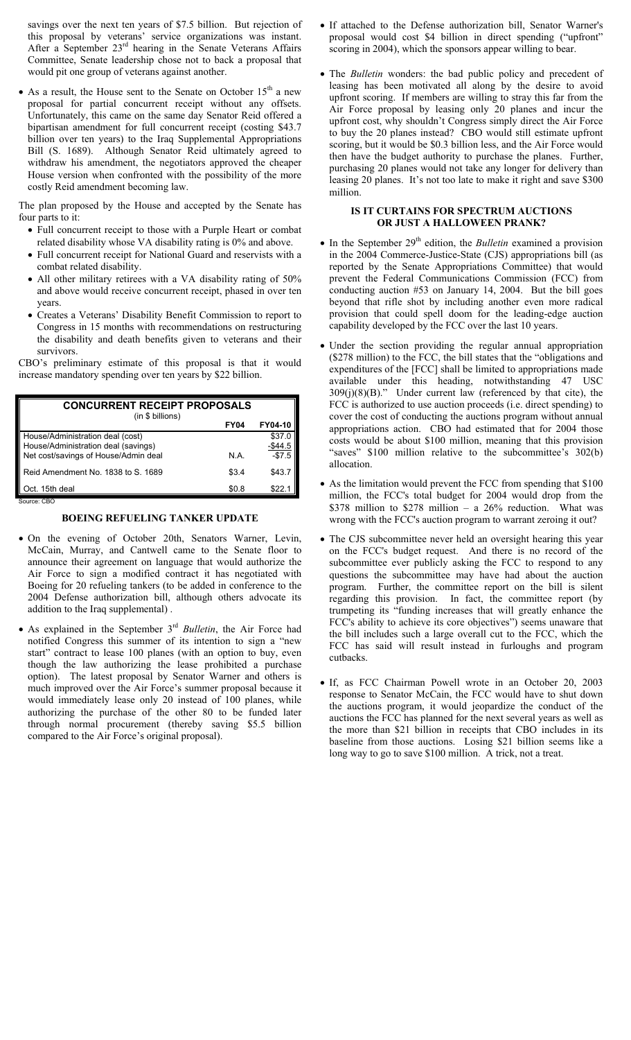savings over the next ten years of $7.5 billion. But rejection of this proposal by veterans' service organizations was instant. After a September 23rd hearing in the Senate Veterans Affairs Committee, Senate leadership chose not to back a proposal that would pit one group of veterans against another.

- As a result, the House sent to the Senate on October 15th a new proposal for partial concurrent receipt without any offsets. Unfortunately, this came on the same day Senator Reid offered a bipartisan amendment for full concurrent receipt (costing $43.7 billion over ten years) to the Iraq Supplemental Appropriations Bill (S. 1689). Although Senator Reid ultimately agreed to withdraw his amendment, the negotiators approved the cheaper House version when confronted with the possibility of the more costly Reid amendment becoming law.

The plan proposed by the House and accepted by the Senate has four parts to it:

- Full concurrent receipt to those with a Purple Heart or combat related disability whose VA disability rating is 0% and above.
- Full concurrent receipt for National Guard and reservists with a combat related disability.
- All other military retirees with a VA disability rating of 50% and above would receive concurrent receipt, phased in over ten years.
- Creates a Veterans' Disability Benefit Commission to report to Congress in 15 months with recommendations on restructuring the disability and death benefits given to veterans and their survivors.

CBO's preliminary estimate of this proposal is that it would increase mandatory spending over ten years by $22 billion.

**CONCURRENT RECEIPT PROPOSALS**
(in $ billions)

| | FY04 | FY04-10 |
|---|---|---|
| House/Administration deal (cost) | | $37.0 |
| House/Administration deal (savings) | | -$44.5 |
| Net cost/savings of House/Admin deal | N.A. | -$7.5 |
| Reid Amendment No. 1838 to S. 1689 | $3.4 | $43.7 |
| Oct. 15th deal | $0.8 | $22.1 |

Source: CBO

### BOEING REFUELING TANKER UPDATE

- On the evening of October 20th, Senators Warner, Levin, McCain, Murray, and Cantwell came to the Senate floor to announce their agreement on language that would authorize the Air Force to sign a modified contract it has negotiated with Boeing for 20 refueling tankers (to be added in conference to the 2004 Defense authorization bill, although others advocate its addition to the Iraq supplemental) .

- As explained in the September 3rd *Bulletin*, the Air Force had notified Congress this summer of its intention to sign a "new start" contract to lease 100 planes (with an option to buy, even though the law authorizing the lease prohibited a purchase option). The latest proposal by Senator Warner and others is much improved over the Air Force's summer proposal because it would immediately lease only 20 instead of 100 planes, while authorizing the purchase of the other 80 to be funded later through normal procurement (thereby saving $5.5 billion compared to the Air Force's original proposal).

- If attached to the Defense authorization bill, Senator Warner's proposal would cost $4 billion in direct spending ("upfront" scoring in 2004), which the sponsors appear willing to bear.

- The *Bulletin* wonders: the bad public policy and precedent of leasing has been motivated all along by the desire to avoid upfront scoring. If members are willing to stray this far from the Air Force proposal by leasing only 20 planes and incur the upfront cost, why shouldn't Congress simply direct the Air Force to buy the 20 planes instead? CBO would still estimate upfront scoring, but it would be $0.3 billion less, and the Air Force would then have the budget authority to purchase the planes. Further, purchasing 20 planes would not take any longer for delivery than leasing 20 planes. It's not too late to make it right and save $300 million.

### IS IT CURTAINS FOR SPECTRUM AUCTIONS OR JUST A HALLOWEEN PRANK?

- In the September 29th edition, the *Bulletin* examined a provision in the 2004 Commerce-Justice-State (CJS) appropriations bill (as reported by the Senate Appropriations Committee) that would prevent the Federal Communications Commission (FCC) from conducting auction #53 on January 14, 2004. But the bill goes beyond that rifle shot by including another even more radical provision that could spell doom for the leading-edge auction capability developed by the FCC over the last 10 years.

- Under the section providing the regular annual appropriation ($278 million) to the FCC, the bill states that the "obligations and expenditures of the [FCC] shall be limited to appropriations made available under this heading, notwithstanding 47 USC 309(j)(8)(B)." Under current law (referenced by that cite), the FCC is authorized to use auction proceeds (i.e. direct spending) to cover the cost of conducting the auctions program without annual appropriations action. CBO had estimated that for 2004 those costs would be about $100 million, meaning that this provision "saves" $100 million relative to the subcommittee's 302(b) allocation.

- As the limitation would prevent the FCC from spending that $100 million, the FCC's total budget for 2004 would drop from the $378 million to $278 million – a 26% reduction. What was wrong with the FCC's auction program to warrant zeroing it out?

- The CJS subcommittee never held an oversight hearing this year on the FCC's budget request. And there is no record of the subcommittee ever publicly asking the FCC to respond to any questions the subcommittee may have had about the auction program. Further, the committee report on the bill is silent regarding this provision. In fact, the committee report (by trumpeting its "funding increases that will greatly enhance the FCC's ability to achieve its core objectives") seems unaware that the bill includes such a large overall cut to the FCC, which the FCC has said will result instead in furloughs and program cutbacks.

- If, as FCC Chairman Powell wrote in an October 20, 2003 response to Senator McCain, the FCC would have to shut down the auctions program, it would jeopardize the conduct of the auctions the FCC has planned for the next several years as well as the more than $21 billion in receipts that CBO includes in its baseline from those auctions. Losing $21 billion seems like a long way to go to save $100 million. A trick, not a treat.